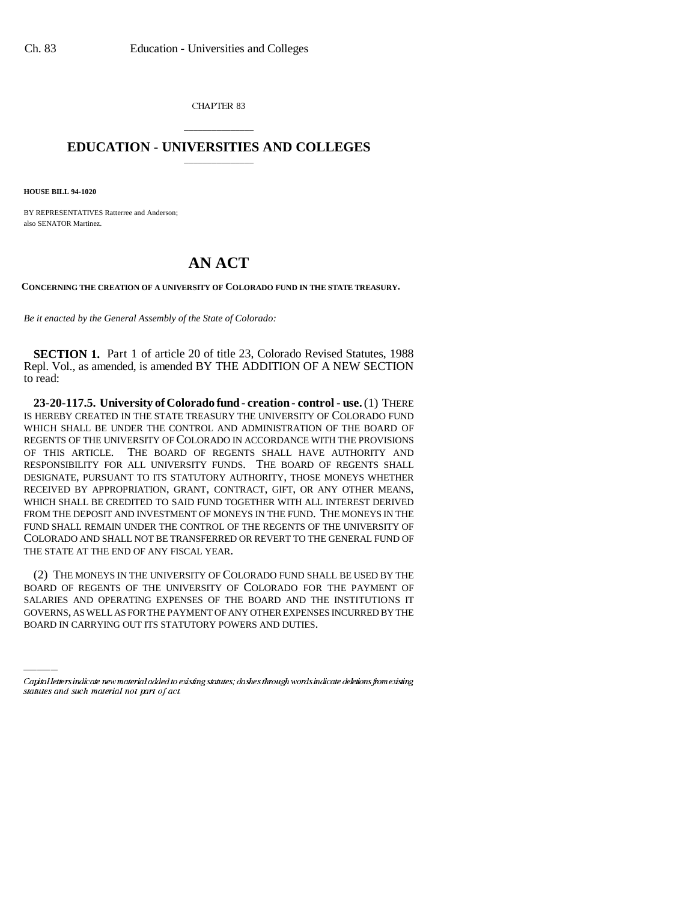CHAPTER 83

# EDUCATION - UNIVERSITIES AND COLLEGES

**HOUSE BILL 94-1020**

BY REPRESENTATIVES Ratterree and Anderson;
also SENATOR Martinez.

# AN ACT

**CONCERNING THE CREATION OF A UNIVERSITY OF COLORADO FUND IN THE STATE TREASURY.**

*Be it enacted by the General Assembly of the State of Colorado:*

**SECTION 1.** Part 1 of article 20 of title 23, Colorado Revised Statutes, 1988 Repl. Vol., as amended, is amended BY THE ADDITION OF A NEW SECTION to read:

**23-20-117.5. University of Colorado fund - creation - control - use.** (1) THERE IS HEREBY CREATED IN THE STATE TREASURY THE UNIVERSITY OF COLORADO FUND WHICH SHALL BE UNDER THE CONTROL AND ADMINISTRATION OF THE BOARD OF REGENTS OF THE UNIVERSITY OF COLORADO IN ACCORDANCE WITH THE PROVISIONS OF THIS ARTICLE. THE BOARD OF REGENTS SHALL HAVE AUTHORITY AND RESPONSIBILITY FOR ALL UNIVERSITY FUNDS. THE BOARD OF REGENTS SHALL DESIGNATE, PURSUANT TO ITS STATUTORY AUTHORITY, THOSE MONEYS WHETHER RECEIVED BY APPROPRIATION, GRANT, CONTRACT, GIFT, OR ANY OTHER MEANS, WHICH SHALL BE CREDITED TO SAID FUND TOGETHER WITH ALL INTEREST DERIVED FROM THE DEPOSIT AND INVESTMENT OF MONEYS IN THE FUND. THE MONEYS IN THE FUND SHALL REMAIN UNDER THE CONTROL OF THE REGENTS OF THE UNIVERSITY OF COLORADO AND SHALL NOT BE TRANSFERRED OR REVERT TO THE GENERAL FUND OF THE STATE AT THE END OF ANY FISCAL YEAR.

(2) THE MONEYS IN THE UNIVERSITY OF COLORADO FUND SHALL BE USED BY THE BOARD OF REGENTS OF THE UNIVERSITY OF COLORADO FOR THE PAYMENT OF SALARIES AND OPERATING EXPENSES OF THE BOARD AND THE INSTITUTIONS IT GOVERNS, AS WELL AS FOR THE PAYMENT OF ANY OTHER EXPENSES INCURRED BY THE BOARD IN CARRYING OUT ITS STATUTORY POWERS AND DUTIES.

*Capital letters indicate new material added to existing statutes; dashes through words indicate deletions from existing statutes and such material not part of act.*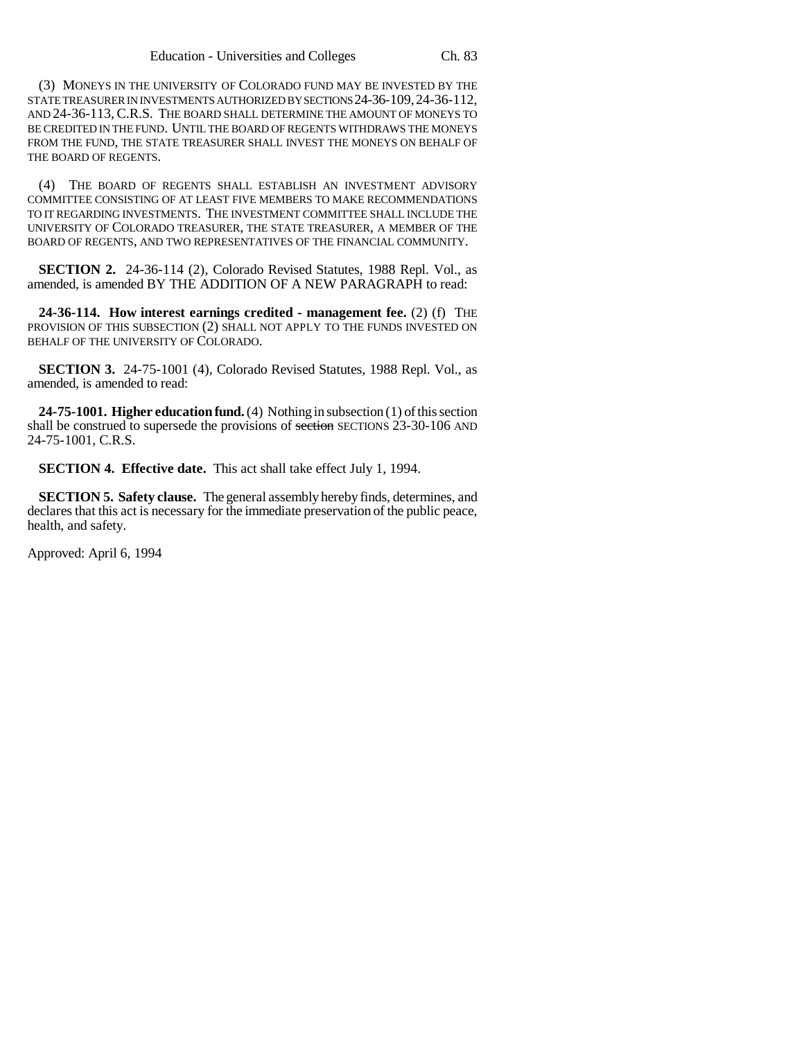(3) MONEYS IN THE UNIVERSITY OF COLORADO FUND MAY BE INVESTED BY THE STATE TREASURER IN INVESTMENTS AUTHORIZED BY SECTIONS 24-36-109, 24-36-112, AND 24-36-113, C.R.S. THE BOARD SHALL DETERMINE THE AMOUNT OF MONEYS TO BE CREDITED IN THE FUND. UNTIL THE BOARD OF REGENTS WITHDRAWS THE MONEYS FROM THE FUND, THE STATE TREASURER SHALL INVEST THE MONEYS ON BEHALF OF THE BOARD OF REGENTS.

(4) THE BOARD OF REGENTS SHALL ESTABLISH AN INVESTMENT ADVISORY COMMITTEE CONSISTING OF AT LEAST FIVE MEMBERS TO MAKE RECOMMENDATIONS TO IT REGARDING INVESTMENTS. THE INVESTMENT COMMITTEE SHALL INCLUDE THE UNIVERSITY OF COLORADO TREASURER, THE STATE TREASURER, A MEMBER OF THE BOARD OF REGENTS, AND TWO REPRESENTATIVES OF THE FINANCIAL COMMUNITY.

**SECTION 2.** 24-36-114 (2), Colorado Revised Statutes, 1988 Repl. Vol., as amended, is amended BY THE ADDITION OF A NEW PARAGRAPH to read:

**24-36-114. How interest earnings credited - management fee.** (2) (f) THE PROVISION OF THIS SUBSECTION (2) SHALL NOT APPLY TO THE FUNDS INVESTED ON BEHALF OF THE UNIVERSITY OF COLORADO.

**SECTION 3.** 24-75-1001 (4), Colorado Revised Statutes, 1988 Repl. Vol., as amended, is amended to read:

**24-75-1001. Higher education fund.** (4) Nothing in subsection (1) of this section shall be construed to supersede the provisions of ~~section~~ SECTIONS 23-30-106 AND 24-75-1001, C.R.S.

**SECTION 4. Effective date.** This act shall take effect July 1, 1994.

**SECTION 5. Safety clause.** The general assembly hereby finds, determines, and declares that this act is necessary for the immediate preservation of the public peace, health, and safety.

Approved: April 6, 1994